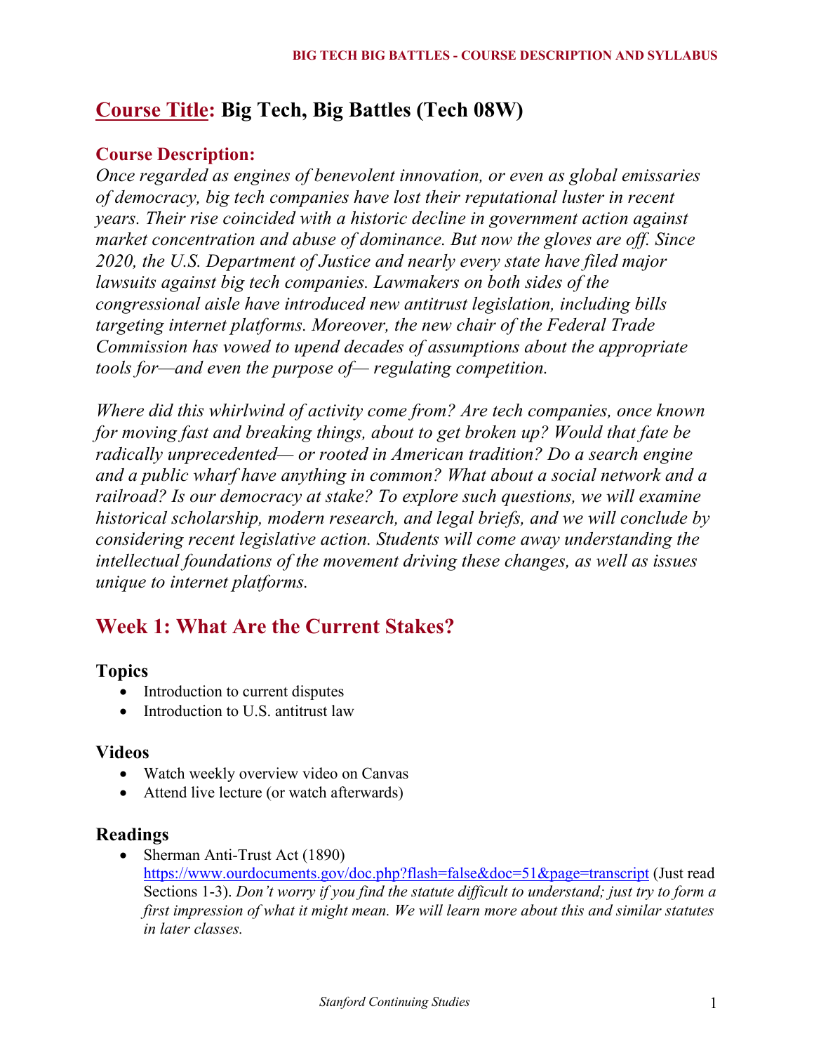# Course Title: Big Tech, Big Battles (Tech 08W)

## Course Description:

*Once regarded as engines of benevolent innovation, or even as global emissaries of democracy, big tech companies have lost their reputational luster in recent years. Their rise coincided with a historic decline in government action against market concentration and abuse of dominance. But now the gloves are off. Since 2020, the U.S. Department of Justice and nearly every state have filed major lawsuits against big tech companies. Lawmakers on both sides of the congressional aisle have introduced new antitrust legislation, including bills targeting internet platforms. Moreover, the new chair of the Federal Trade Commission has vowed to upend decades of assumptions about the appropriate tools for—and even the purpose of— regulating competition.*

*Where did this whirlwind of activity come from? Are tech companies, once known for moving fast and breaking things, about to get broken up? Would that fate be radically unprecedented— or rooted in American tradition? Do a search engine and a public wharf have anything in common? What about a social network and a railroad? Is our democracy at stake? To explore such questions, we will examine historical scholarship, modern research, and legal briefs, and we will conclude by considering recent legislative action. Students will come away understanding the intellectual foundations of the movement driving these changes, as well as issues unique to internet platforms.*

## Week 1: What Are the Current Stakes?

### Topics

- Introduction to current disputes
- Introduction to U.S. antitrust law

### Videos

- Watch weekly overview video on Canvas
- Attend live lecture (or watch afterwards)

### Readings

- Sherman Anti-Trust Act (1890) https://www.ourdocuments.gov/doc.php?flash=false&doc=51&page=transcript (Just read Sections 1-3). *Don't worry if you find the statute difficult to understand; just try to form a first impression of what it might mean. We will learn more about this and similar statutes in later classes.*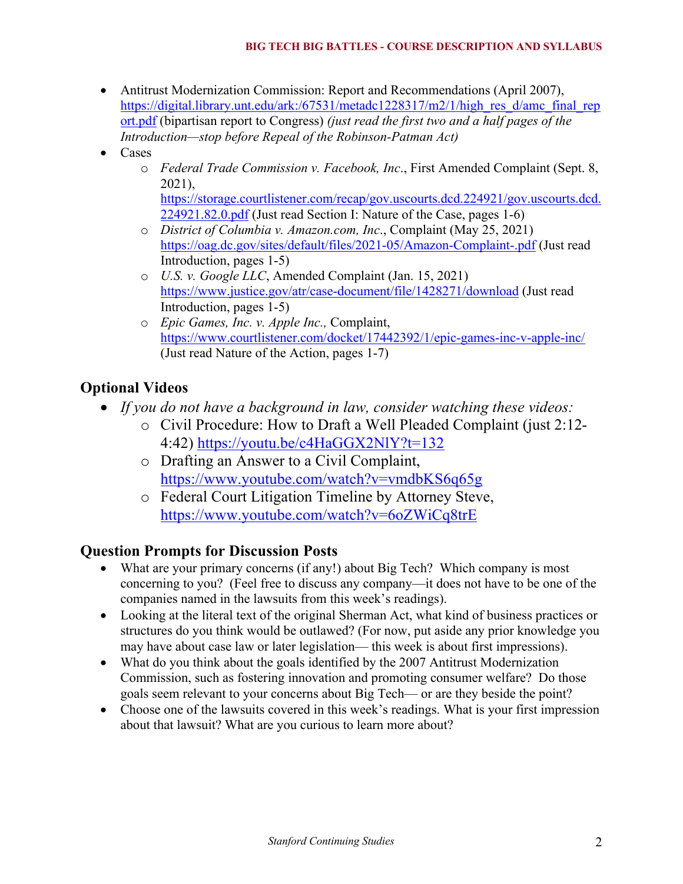- Antitrust Modernization Commission: Report and Recommendations (April 2007), [https://digital.library.unt.edu/ark:/67531/metadc1228317/m2/1/high_res_d/amc_final_report.pdf](https://digital.library.unt.edu/ark:/67531/metadc1228317/m2/1/high_res_d/amc_final_report.pdf) (bipartisan report to Congress) *(just read the first two and a half pages of the Introduction—stop before Repeal of the Robinson-Patman Act)*
- Cases
  - *Federal Trade Commission v. Facebook, Inc*., First Amended Complaint (Sept. 8, 2021), [https://storage.courtlistener.com/recap/gov.uscourts.dcd.224921/gov.uscourts.dcd.224921.82.0.pdf](https://storage.courtlistener.com/recap/gov.uscourts.dcd.224921/gov.uscourts.dcd.224921.82.0.pdf) (Just read Section I: Nature of the Case, pages 1-6)
  - *District of Columbia v. Amazon.com, Inc*., Complaint (May 25, 2021) [https://oag.dc.gov/sites/default/files/2021-05/Amazon-Complaint-.pdf](https://oag.dc.gov/sites/default/files/2021-05/Amazon-Complaint-.pdf) (Just read Introduction, pages 1-5)
  - *U.S. v. Google LLC*, Amended Complaint (Jan. 15, 2021) [https://www.justice.gov/atr/case-document/file/1428271/download](https://www.justice.gov/atr/case-document/file/1428271/download) (Just read Introduction, pages 1-5)
  - *Epic Games, Inc. v. Apple Inc.,* Complaint, [https://www.courtlistener.com/docket/17442392/1/epic-games-inc-v-apple-inc/](https://www.courtlistener.com/docket/17442392/1/epic-games-inc-v-apple-inc/) (Just read Nature of the Action, pages 1-7)

## Optional Videos

- *If you do not have a background in law, consider watching these videos:*
  - Civil Procedure: How to Draft a Well Pleaded Complaint (just 2:12-4:42) [https://youtu.be/c4HaGGX2NlY?t=132](https://youtu.be/c4HaGGX2NlY?t=132)
  - Drafting an Answer to a Civil Complaint, [https://www.youtube.com/watch?v=vmdbKS6q65g](https://www.youtube.com/watch?v=vmdbKS6q65g)
  - Federal Court Litigation Timeline by Attorney Steve, [https://www.youtube.com/watch?v=6oZWiCq8trE](https://www.youtube.com/watch?v=6oZWiCq8trE)

## Question Prompts for Discussion Posts

- What are your primary concerns (if any!) about Big Tech? Which company is most concerning to you? (Feel free to discuss any company—it does not have to be one of the companies named in the lawsuits from this week's readings).
- Looking at the literal text of the original Sherman Act, what kind of business practices or structures do you think would be outlawed? (For now, put aside any prior knowledge you may have about case law or later legislation— this week is about first impressions).
- What do you think about the goals identified by the 2007 Antitrust Modernization Commission, such as fostering innovation and promoting consumer welfare? Do those goals seem relevant to your concerns about Big Tech— or are they beside the point?
- Choose one of the lawsuits covered in this week's readings. What is your first impression about that lawsuit? What are you curious to learn more about?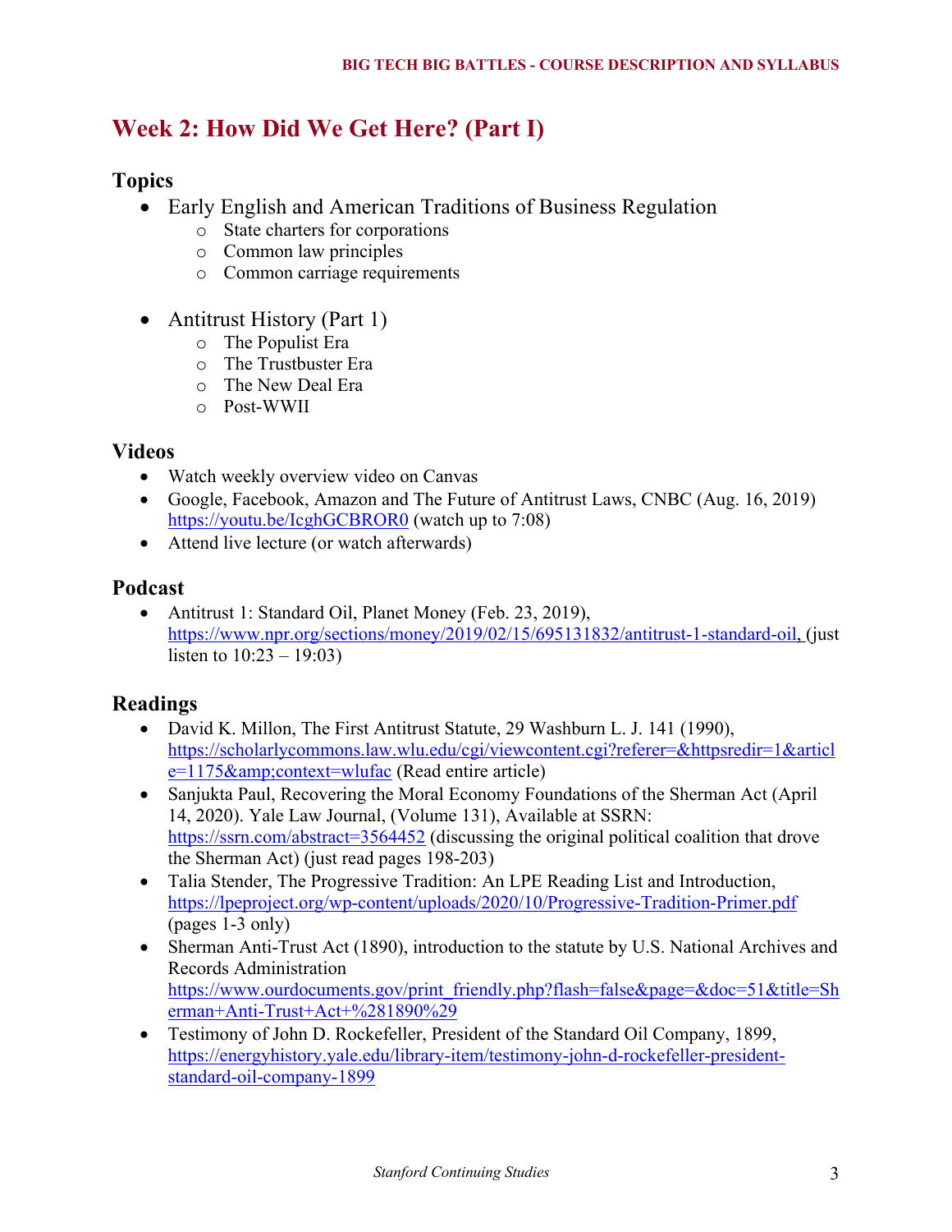# Week 2: How Did We Get Here? (Part I)

## Topics

- Early English and American Traditions of Business Regulation
  - State charters for corporations
  - Common law principles
  - Common carriage requirements

- Antitrust History (Part 1)
  - The Populist Era
  - The Trustbuster Era
  - The New Deal Era
  - Post-WWII

## Videos

- Watch weekly overview video on Canvas
- Google, Facebook, Amazon and The Future of Antitrust Laws, CNBC (Aug. 16, 2019) https://youtu.be/IcghGCBROR0 (watch up to 7:08)
- Attend live lecture (or watch afterwards)

## Podcast

- Antitrust 1: Standard Oil, Planet Money (Feb. 23, 2019), https://www.npr.org/sections/money/2019/02/15/695131832/antitrust-1-standard-oil, (just listen to 10:23 – 19:03)

## Readings

- David K. Millon, The First Antitrust Statute, 29 Washburn L. J. 141 (1990), https://scholarlycommons.law.wlu.edu/cgi/viewcontent.cgi?referer=&httpsredir=1&article=1175&amp;context=wlufac (Read entire article)
- Sanjukta Paul, Recovering the Moral Economy Foundations of the Sherman Act (April 14, 2020). Yale Law Journal, (Volume 131), Available at SSRN: https://ssrn.com/abstract=3564452 (discussing the original political coalition that drove the Sherman Act) (just read pages 198-203)
- Talia Stender, The Progressive Tradition: An LPE Reading List and Introduction, https://lpeproject.org/wp-content/uploads/2020/10/Progressive-Tradition-Primer.pdf (pages 1-3 only)
- Sherman Anti-Trust Act (1890), introduction to the statute by U.S. National Archives and Records Administration https://www.ourdocuments.gov/print_friendly.php?flash=false&page=&doc=51&title=Sherman+Anti-Trust+Act+%281890%29
- Testimony of John D. Rockefeller, President of the Standard Oil Company, 1899, https://energyhistory.yale.edu/library-item/testimony-john-d-rockefeller-president-standard-oil-company-1899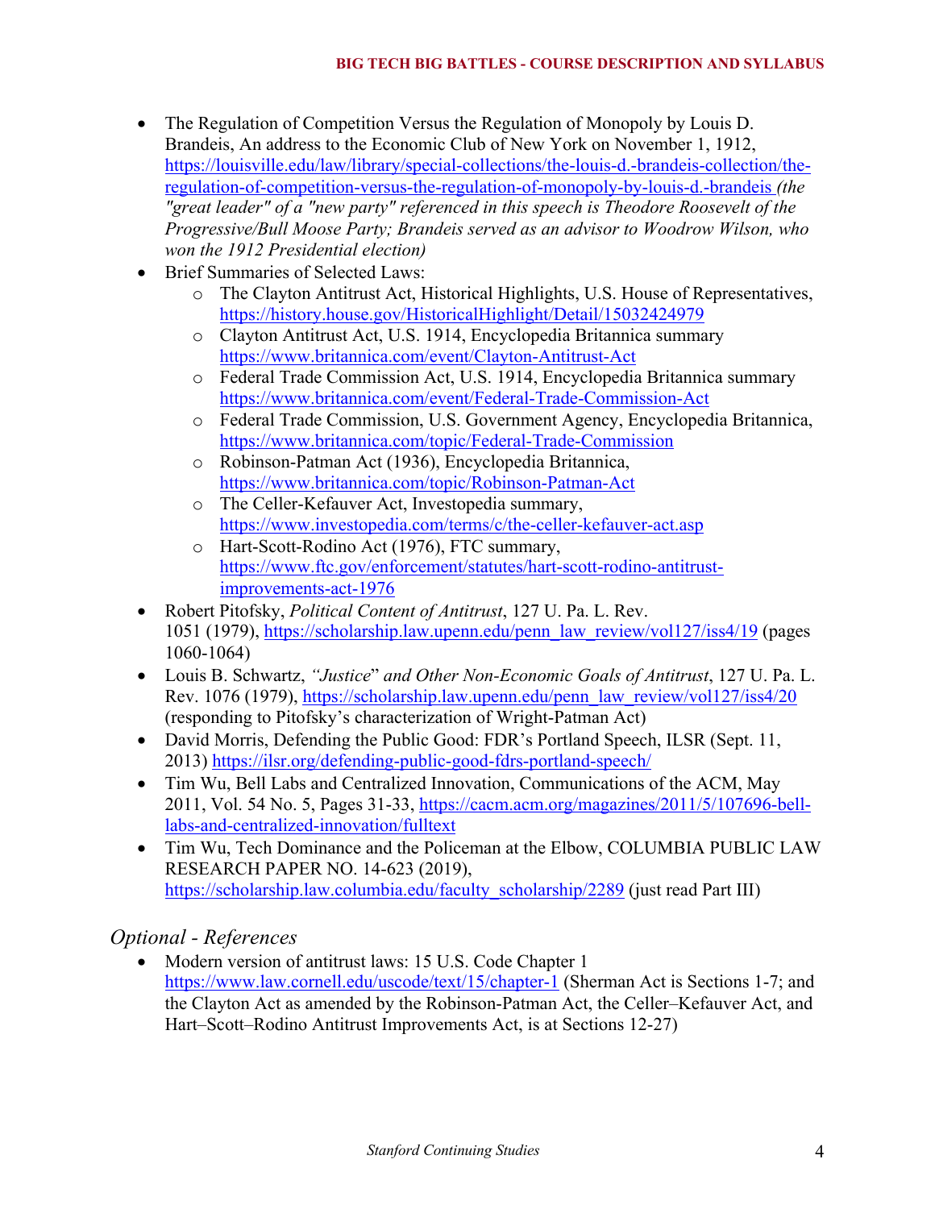- The Regulation of Competition Versus the Regulation of Monopoly by Louis D. Brandeis, An address to the Economic Club of New York on November 1, 1912, https://louisville.edu/law/library/special-collections/the-louis-d.-brandeis-collection/the-regulation-of-competition-versus-the-regulation-of-monopoly-by-louis-d.-brandeis *(the "great leader" of a "new party" referenced in this speech is Theodore Roosevelt of the Progressive/Bull Moose Party; Brandeis served as an advisor to Woodrow Wilson, who won the 1912 Presidential election)*
- Brief Summaries of Selected Laws:
  - The Clayton Antitrust Act, Historical Highlights, U.S. House of Representatives, https://history.house.gov/HistoricalHighlight/Detail/15032424979
  - Clayton Antitrust Act, U.S. 1914, Encyclopedia Britannica summary https://www.britannica.com/event/Clayton-Antitrust-Act
  - Federal Trade Commission Act, U.S. 1914, Encyclopedia Britannica summary https://www.britannica.com/event/Federal-Trade-Commission-Act
  - Federal Trade Commission, U.S. Government Agency, Encyclopedia Britannica, https://www.britannica.com/topic/Federal-Trade-Commission
  - Robinson-Patman Act (1936), Encyclopedia Britannica, https://www.britannica.com/topic/Robinson-Patman-Act
  - The Celler-Kefauver Act, Investopedia summary, https://www.investopedia.com/terms/c/the-celler-kefauver-act.asp
  - Hart-Scott-Rodino Act (1976), FTC summary, https://www.ftc.gov/enforcement/statutes/hart-scott-rodino-antitrust-improvements-act-1976
- Robert Pitofsky, *Political Content of Antitrust*, 127 U. Pa. L. Rev. 1051 (1979), https://scholarship.law.upenn.edu/penn_law_review/vol127/iss4/19 (pages 1060-1064)
- Louis B. Schwartz, *"Justice" and Other Non-Economic Goals of Antitrust*, 127 U. Pa. L. Rev. 1076 (1979), https://scholarship.law.upenn.edu/penn_law_review/vol127/iss4/20 (responding to Pitofsky's characterization of Wright-Patman Act)
- David Morris, Defending the Public Good: FDR's Portland Speech, ILSR (Sept. 11, 2013) https://ilsr.org/defending-public-good-fdrs-portland-speech/
- Tim Wu, Bell Labs and Centralized Innovation, Communications of the ACM, May 2011, Vol. 54 No. 5, Pages 31-33, https://cacm.acm.org/magazines/2011/5/107696-bell-labs-and-centralized-innovation/fulltext
- Tim Wu, Tech Dominance and the Policeman at the Elbow, COLUMBIA PUBLIC LAW RESEARCH PAPER NO. 14-623 (2019), https://scholarship.law.columbia.edu/faculty_scholarship/2289 (just read Part III)

## *Optional - References*

- Modern version of antitrust laws: 15 U.S. Code Chapter 1 https://www.law.cornell.edu/uscode/text/15/chapter-1 (Sherman Act is Sections 1-7; and the Clayton Act as amended by the Robinson-Patman Act, the Celler–Kefauver Act, and Hart–Scott–Rodino Antitrust Improvements Act, is at Sections 12-27)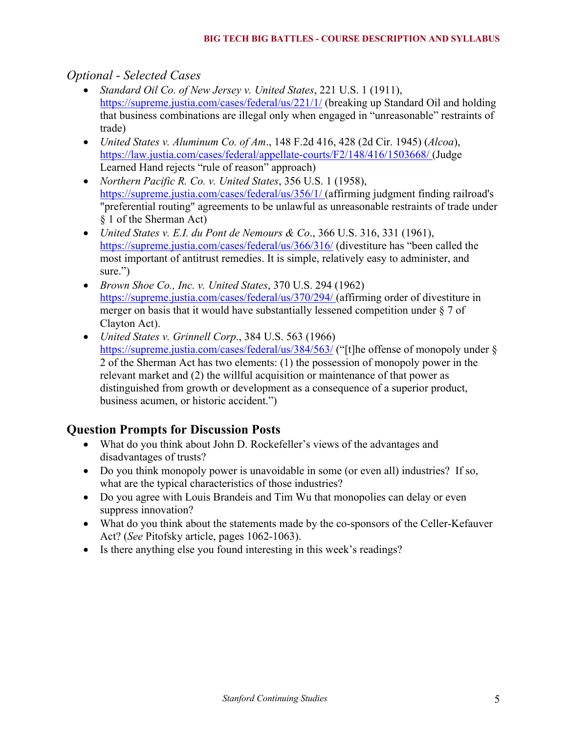*Optional - Selected Cases*

- *Standard Oil Co. of New Jersey v. United States*, 221 U.S. 1 (1911), https://supreme.justia.com/cases/federal/us/221/1/ (breaking up Standard Oil and holding that business combinations are illegal only when engaged in "unreasonable" restraints of trade)
- *United States v. Aluminum Co. of Am*., 148 F.2d 416, 428 (2d Cir. 1945) (*Alcoa*), https://law.justia.com/cases/federal/appellate-courts/F2/148/416/1503668/ (Judge Learned Hand rejects "rule of reason" approach)
- *Northern Pacific R. Co. v. United States*, 356 U.S. 1 (1958), https://supreme.justia.com/cases/federal/us/356/1/ (affirming judgment finding railroad's "preferential routing" agreements to be unlawful as unreasonable restraints of trade under § 1 of the Sherman Act)
- *United States v. E.I. du Pont de Nemours & Co*., 366 U.S. 316, 331 (1961), https://supreme.justia.com/cases/federal/us/366/316/ (divestiture has "been called the most important of antitrust remedies. It is simple, relatively easy to administer, and sure.")
- *Brown Shoe Co., Inc. v. United States*, 370 U.S. 294 (1962) https://supreme.justia.com/cases/federal/us/370/294/ (affirming order of divestiture in merger on basis that it would have substantially lessened competition under § 7 of Clayton Act).
- *United States v. Grinnell Corp*., 384 U.S. 563 (1966) https://supreme.justia.com/cases/federal/us/384/563/ ("[t]he offense of monopoly under § 2 of the Sherman Act has two elements: (1) the possession of monopoly power in the relevant market and (2) the willful acquisition or maintenance of that power as distinguished from growth or development as a consequence of a superior product, business acumen, or historic accident.")

## Question Prompts for Discussion Posts

- What do you think about John D. Rockefeller's views of the advantages and disadvantages of trusts?
- Do you think monopoly power is unavoidable in some (or even all) industries? If so, what are the typical characteristics of those industries?
- Do you agree with Louis Brandeis and Tim Wu that monopolies can delay or even suppress innovation?
- What do you think about the statements made by the co-sponsors of the Celler-Kefauver Act? (*See* Pitofsky article, pages 1062-1063).
- Is there anything else you found interesting in this week's readings?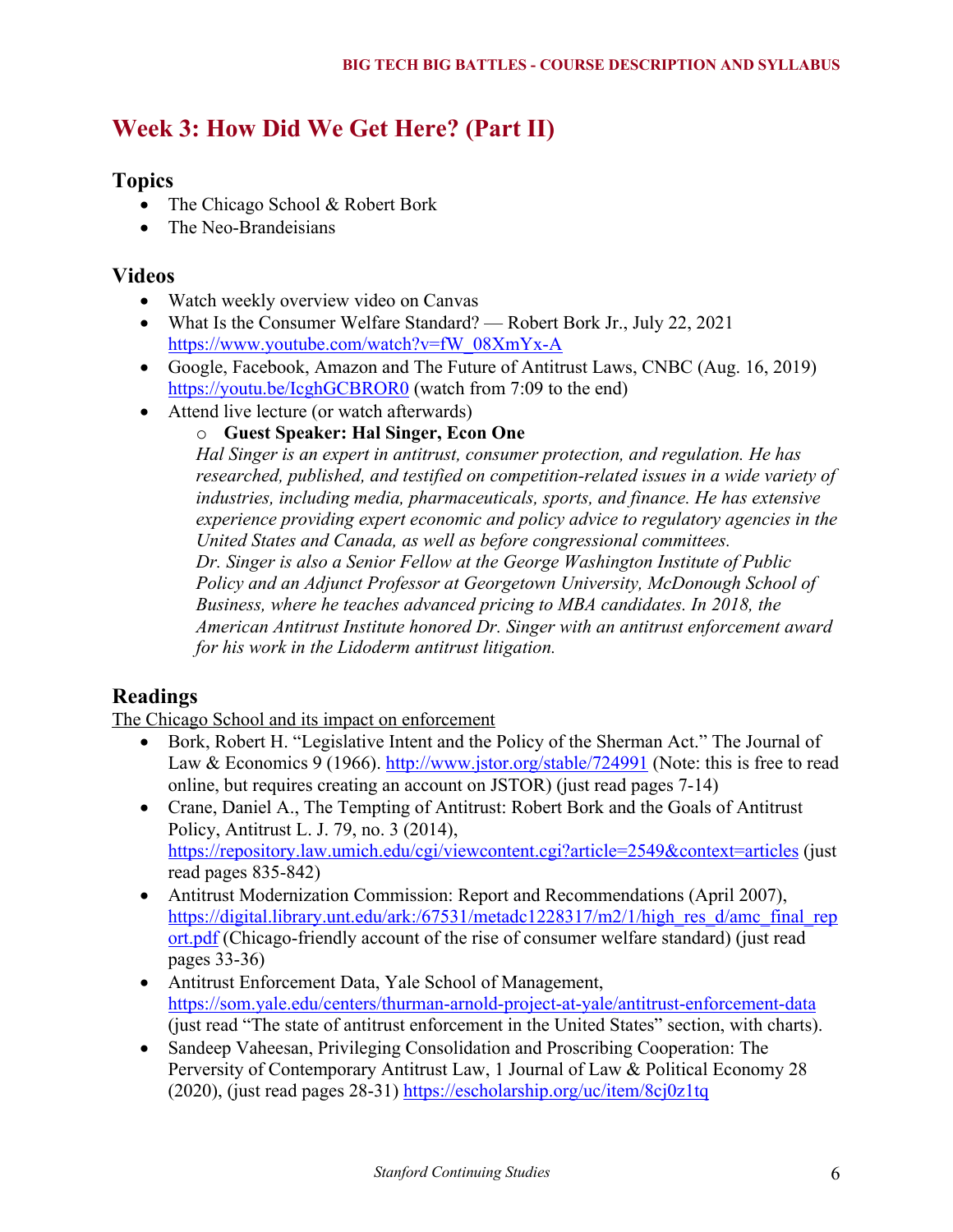## Week 3: How Did We Get Here? (Part II)

### Topics

- The Chicago School & Robert Bork
- The Neo-Brandeisians

### Videos

- Watch weekly overview video on Canvas
- What Is the Consumer Welfare Standard? — Robert Bork Jr., July 22, 2021 [https://www.youtube.com/watch?v=fW_08XmYx-A](https://www.youtube.com/watch?v=fW_08XmYx-A)
- Google, Facebook, Amazon and The Future of Antitrust Laws, CNBC (Aug. 16, 2019) [https://youtu.be/IcghGCBROR0](https://youtu.be/IcghGCBROR0) (watch from 7:09 to the end)
- Attend live lecture (or watch afterwards)
  - **Guest Speaker: Hal Singer, Econ One**
    *Hal Singer is an expert in antitrust, consumer protection, and regulation. He has researched, published, and testified on competition-related issues in a wide variety of industries, including media, pharmaceuticals, sports, and finance. He has extensive experience providing expert economic and policy advice to regulatory agencies in the United States and Canada, as well as before congressional committees.*
    *Dr. Singer is also a Senior Fellow at the George Washington Institute of Public Policy and an Adjunct Professor at Georgetown University, McDonough School of Business, where he teaches advanced pricing to MBA candidates. In 2018, the American Antitrust Institute honored Dr. Singer with an antitrust enforcement award for his work in the Lidoderm antitrust litigation.*

### Readings

The Chicago School and its impact on enforcement

- Bork, Robert H. "Legislative Intent and the Policy of the Sherman Act." The Journal of Law & Economics 9 (1966). [http://www.jstor.org/stable/724991](http://www.jstor.org/stable/724991) (Note: this is free to read online, but requires creating an account on JSTOR) (just read pages 7-14)
- Crane, Daniel A., The Tempting of Antitrust: Robert Bork and the Goals of Antitrust Policy, Antitrust L. J. 79, no. 3 (2014), [https://repository.law.umich.edu/cgi/viewcontent.cgi?article=2549&context=articles](https://repository.law.umich.edu/cgi/viewcontent.cgi?article=2549&context=articles) (just read pages 835-842)
- Antitrust Modernization Commission: Report and Recommendations (April 2007), [https://digital.library.unt.edu/ark:/67531/metadc1228317/m2/1/high_res_d/amc_final_report.pdf](https://digital.library.unt.edu/ark:/67531/metadc1228317/m2/1/high_res_d/amc_final_report.pdf) (Chicago-friendly account of the rise of consumer welfare standard) (just read pages 33-36)
- Antitrust Enforcement Data, Yale School of Management, [https://som.yale.edu/centers/thurman-arnold-project-at-yale/antitrust-enforcement-data](https://som.yale.edu/centers/thurman-arnold-project-at-yale/antitrust-enforcement-data) (just read "The state of antitrust enforcement in the United States" section, with charts).
- Sandeep Vaheesan, Privileging Consolidation and Proscribing Cooperation: The Perversity of Contemporary Antitrust Law, 1 Journal of Law & Political Economy 28 (2020), (just read pages 28-31) [https://escholarship.org/uc/item/8cj0z1tq](https://escholarship.org/uc/item/8cj0z1tq)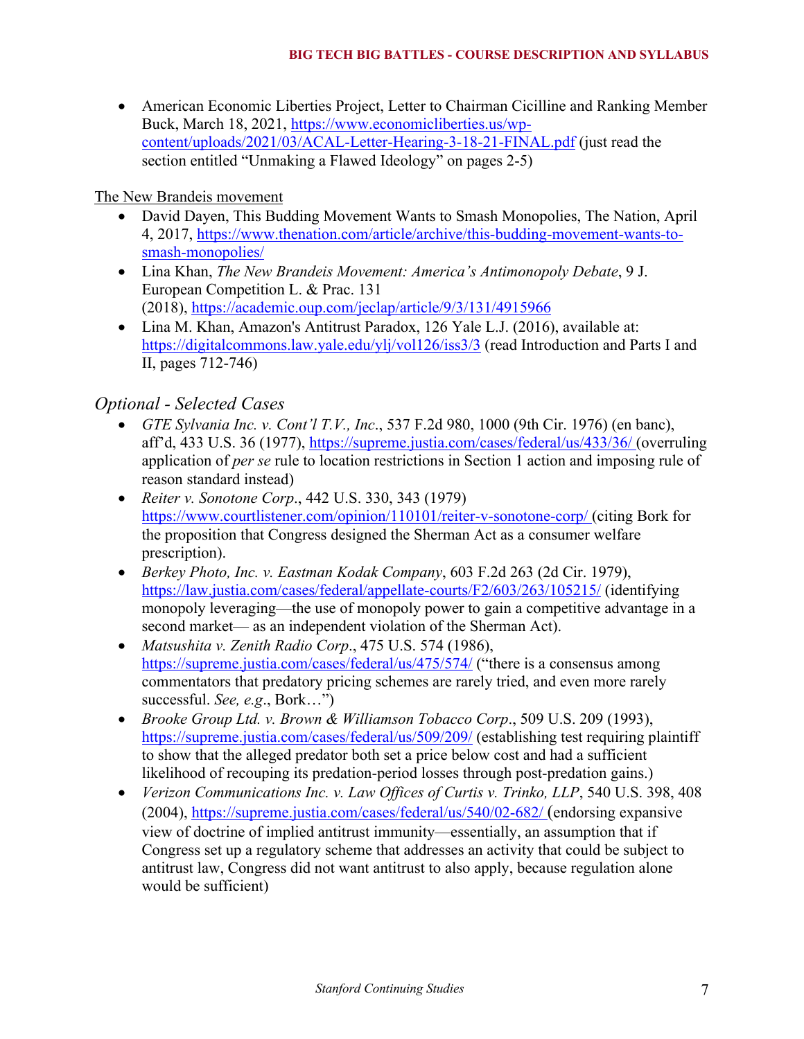- American Economic Liberties Project, Letter to Chairman Cicilline and Ranking Member Buck, March 18, 2021, https://www.economicliberties.us/wp-content/uploads/2021/03/ACAL-Letter-Hearing-3-18-21-FINAL.pdf (just read the section entitled "Unmaking a Flawed Ideology" on pages 2-5)

The New Brandeis movement

- David Dayen, This Budding Movement Wants to Smash Monopolies, The Nation, April 4, 2017, https://www.thenation.com/article/archive/this-budding-movement-wants-to-smash-monopolies/
- Lina Khan, *The New Brandeis Movement: America's Antimonopoly Debate*, 9 J. European Competition L. & Prac. 131 (2018), https://academic.oup.com/jeclap/article/9/3/131/4915966
- Lina M. Khan, Amazon's Antitrust Paradox, 126 Yale L.J. (2016), available at: https://digitalcommons.law.yale.edu/ylj/vol126/iss3/3 (read Introduction and Parts I and II, pages 712-746)

## *Optional - Selected Cases*

- *GTE Sylvania Inc. v. Cont'l T.V., Inc*., 537 F.2d 980, 1000 (9th Cir. 1976) (en banc), aff'd, 433 U.S. 36 (1977), https://supreme.justia.com/cases/federal/us/433/36/ (overruling application of *per se* rule to location restrictions in Section 1 action and imposing rule of reason standard instead)
- *Reiter v. Sonotone Corp*., 442 U.S. 330, 343 (1979) https://www.courtlistener.com/opinion/110101/reiter-v-sonotone-corp/ (citing Bork for the proposition that Congress designed the Sherman Act as a consumer welfare prescription).
- *Berkey Photo, Inc. v. Eastman Kodak Company*, 603 F.2d 263 (2d Cir. 1979), https://law.justia.com/cases/federal/appellate-courts/F2/603/263/105215/ (identifying monopoly leveraging—the use of monopoly power to gain a competitive advantage in a second market— as an independent violation of the Sherman Act).
- *Matsushita v. Zenith Radio Corp*., 475 U.S. 574 (1986), https://supreme.justia.com/cases/federal/us/475/574/ ("there is a consensus among commentators that predatory pricing schemes are rarely tried, and even more rarely successful. *See, e.g*., Bork…")
- *Brooke Group Ltd. v. Brown & Williamson Tobacco Corp*., 509 U.S. 209 (1993), https://supreme.justia.com/cases/federal/us/509/209/ (establishing test requiring plaintiff to show that the alleged predator both set a price below cost and had a sufficient likelihood of recouping its predation-period losses through post-predation gains.)
- *Verizon Communications Inc. v. Law Offices of Curtis v. Trinko, LLP*, 540 U.S. 398, 408 (2004), https://supreme.justia.com/cases/federal/us/540/02-682/ (endorsing expansive view of doctrine of implied antitrust immunity—essentially, an assumption that if Congress set up a regulatory scheme that addresses an activity that could be subject to antitrust law, Congress did not want antitrust to also apply, because regulation alone would be sufficient)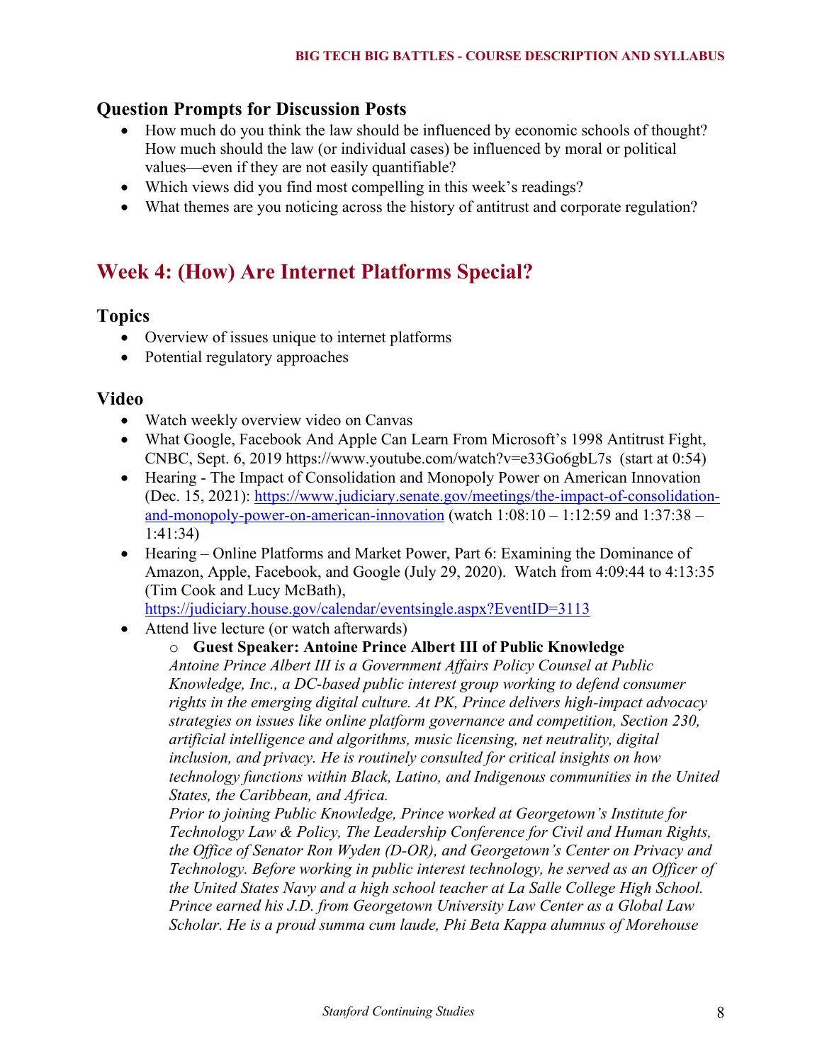### Question Prompts for Discussion Posts

- How much do you think the law should be influenced by economic schools of thought? How much should the law (or individual cases) be influenced by moral or political values—even if they are not easily quantifiable?
- Which views did you find most compelling in this week's readings?
- What themes are you noticing across the history of antitrust and corporate regulation?

## Week 4: (How) Are Internet Platforms Special?

### Topics

- Overview of issues unique to internet platforms
- Potential regulatory approaches

### Video

- Watch weekly overview video on Canvas
- What Google, Facebook And Apple Can Learn From Microsoft's 1998 Antitrust Fight, CNBC, Sept. 6, 2019 https://www.youtube.com/watch?v=e33Go6gbL7s (start at 0:54)
- Hearing - The Impact of Consolidation and Monopoly Power on American Innovation (Dec. 15, 2021): https://www.judiciary.senate.gov/meetings/the-impact-of-consolidation-and-monopoly-power-on-american-innovation (watch 1:08:10 – 1:12:59 and 1:37:38 – 1:41:34)
- Hearing – Online Platforms and Market Power, Part 6: Examining the Dominance of Amazon, Apple, Facebook, and Google (July 29, 2020). Watch from 4:09:44 to 4:13:35 (Tim Cook and Lucy McBath), https://judiciary.house.gov/calendar/eventsingle.aspx?EventID=3113
- Attend live lecture (or watch afterwards)
  - **Guest Speaker: Antoine Prince Albert III of Public Knowledge**
    *Antoine Prince Albert III is a Government Affairs Policy Counsel at Public Knowledge, Inc., a DC-based public interest group working to defend consumer rights in the emerging digital culture. At PK, Prince delivers high-impact advocacy strategies on issues like online platform governance and competition, Section 230, artificial intelligence and algorithms, music licensing, net neutrality, digital inclusion, and privacy. He is routinely consulted for critical insights on how technology functions within Black, Latino, and Indigenous communities in the United States, the Caribbean, and Africa.*
    *Prior to joining Public Knowledge, Prince worked at Georgetown's Institute for Technology Law & Policy, The Leadership Conference for Civil and Human Rights, the Office of Senator Ron Wyden (D-OR), and Georgetown's Center on Privacy and Technology. Before working in public interest technology, he served as an Officer of the United States Navy and a high school teacher at La Salle College High School. Prince earned his J.D. from Georgetown University Law Center as a Global Law Scholar. He is a proud summa cum laude, Phi Beta Kappa alumnus of Morehouse*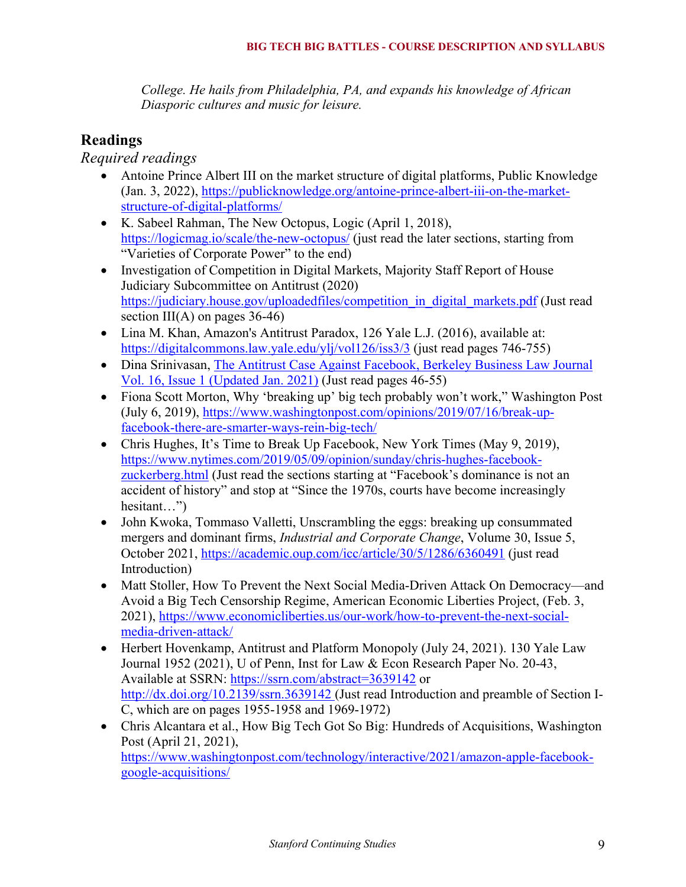*College. He hails from Philadelphia, PA, and expands his knowledge of African Diasporic cultures and music for leisure.*

## Readings

*Required readings*

- Antoine Prince Albert III on the market structure of digital platforms, Public Knowledge (Jan. 3, 2022), https://publicknowledge.org/antoine-prince-albert-iii-on-the-market-structure-of-digital-platforms/
- K. Sabeel Rahman, The New Octopus, Logic (April 1, 2018), https://logicmag.io/scale/the-new-octopus/ (just read the later sections, starting from "Varieties of Corporate Power" to the end)
- Investigation of Competition in Digital Markets, Majority Staff Report of House Judiciary Subcommittee on Antitrust (2020) https://judiciary.house.gov/uploadedfiles/competition_in_digital_markets.pdf (Just read section III(A) on pages 36-46)
- Lina M. Khan, Amazon's Antitrust Paradox, 126 Yale L.J. (2016), available at: https://digitalcommons.law.yale.edu/ylj/vol126/iss3/3 (just read pages 746-755)
- Dina Srinivasan, The Antitrust Case Against Facebook, Berkeley Business Law Journal Vol. 16, Issue 1 (Updated Jan. 2021) (Just read pages 46-55)
- Fiona Scott Morton, Why 'breaking up' big tech probably won't work," Washington Post (July 6, 2019), https://www.washingtonpost.com/opinions/2019/07/16/break-up-facebook-there-are-smarter-ways-rein-big-tech/
- Chris Hughes, It's Time to Break Up Facebook, New York Times (May 9, 2019), https://www.nytimes.com/2019/05/09/opinion/sunday/chris-hughes-facebook-zuckerberg.html (Just read the sections starting at "Facebook's dominance is not an accident of history" and stop at "Since the 1970s, courts have become increasingly hesitant…")
- John Kwoka, Tommaso Valletti, Unscrambling the eggs: breaking up consummated mergers and dominant firms, *Industrial and Corporate Change*, Volume 30, Issue 5, October 2021, https://academic.oup.com/icc/article/30/5/1286/6360491 (just read Introduction)
- Matt Stoller, How To Prevent the Next Social Media-Driven Attack On Democracy—and Avoid a Big Tech Censorship Regime, American Economic Liberties Project, (Feb. 3, 2021), https://www.economicliberties.us/our-work/how-to-prevent-the-next-social-media-driven-attack/
- Herbert Hovenkamp, Antitrust and Platform Monopoly (July 24, 2021). 130 Yale Law Journal 1952 (2021), U of Penn, Inst for Law & Econ Research Paper No. 20-43, Available at SSRN: https://ssrn.com/abstract=3639142 or http://dx.doi.org/10.2139/ssrn.3639142 (Just read Introduction and preamble of Section I-C, which are on pages 1955-1958 and 1969-1972)
- Chris Alcantara et al., How Big Tech Got So Big: Hundreds of Acquisitions, Washington Post (April 21, 2021), https://www.washingtonpost.com/technology/interactive/2021/amazon-apple-facebook-google-acquisitions/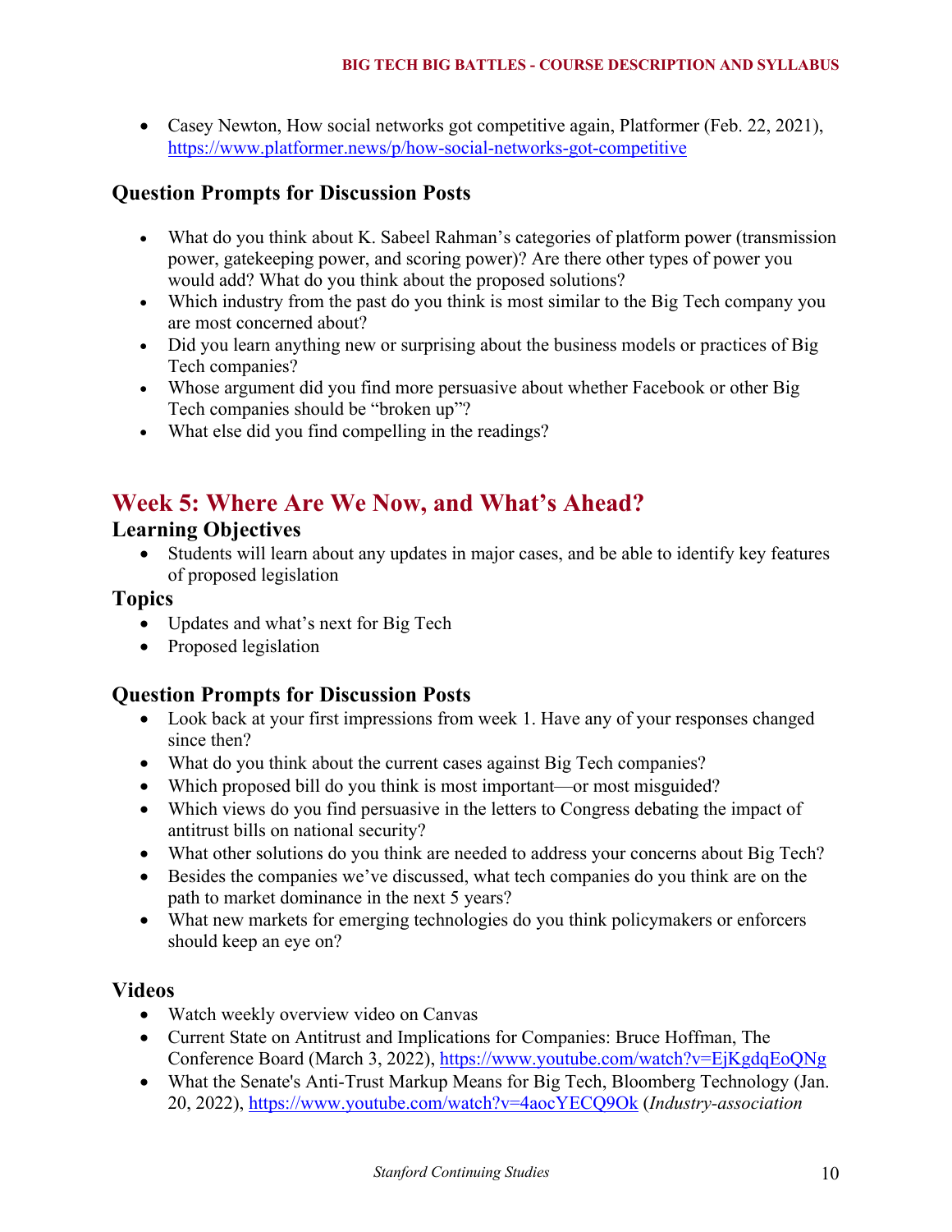- Casey Newton, How social networks got competitive again, Platformer (Feb. 22, 2021), https://www.platformer.news/p/how-social-networks-got-competitive

### Question Prompts for Discussion Posts

- What do you think about K. Sabeel Rahman's categories of platform power (transmission power, gatekeeping power, and scoring power)? Are there other types of power you would add? What do you think about the proposed solutions?
- Which industry from the past do you think is most similar to the Big Tech company you are most concerned about?
- Did you learn anything new or surprising about the business models or practices of Big Tech companies?
- Whose argument did you find more persuasive about whether Facebook or other Big Tech companies should be "broken up"?
- What else did you find compelling in the readings?

## Week 5: Where Are We Now, and What's Ahead?

### Learning Objectives

- Students will learn about any updates in major cases, and be able to identify key features of proposed legislation

### Topics

- Updates and what's next for Big Tech
- Proposed legislation

### Question Prompts for Discussion Posts

- Look back at your first impressions from week 1. Have any of your responses changed since then?
- What do you think about the current cases against Big Tech companies?
- Which proposed bill do you think is most important—or most misguided?
- Which views do you find persuasive in the letters to Congress debating the impact of antitrust bills on national security?
- What other solutions do you think are needed to address your concerns about Big Tech?
- Besides the companies we've discussed, what tech companies do you think are on the path to market dominance in the next 5 years?
- What new markets for emerging technologies do you think policymakers or enforcers should keep an eye on?

### Videos

- Watch weekly overview video on Canvas
- Current State on Antitrust and Implications for Companies: Bruce Hoffman, The Conference Board (March 3, 2022), https://www.youtube.com/watch?v=EjKgdqEoQNg
- What the Senate's Anti-Trust Markup Means for Big Tech, Bloomberg Technology (Jan. 20, 2022), https://www.youtube.com/watch?v=4aocYECQ9Ok (*Industry-association*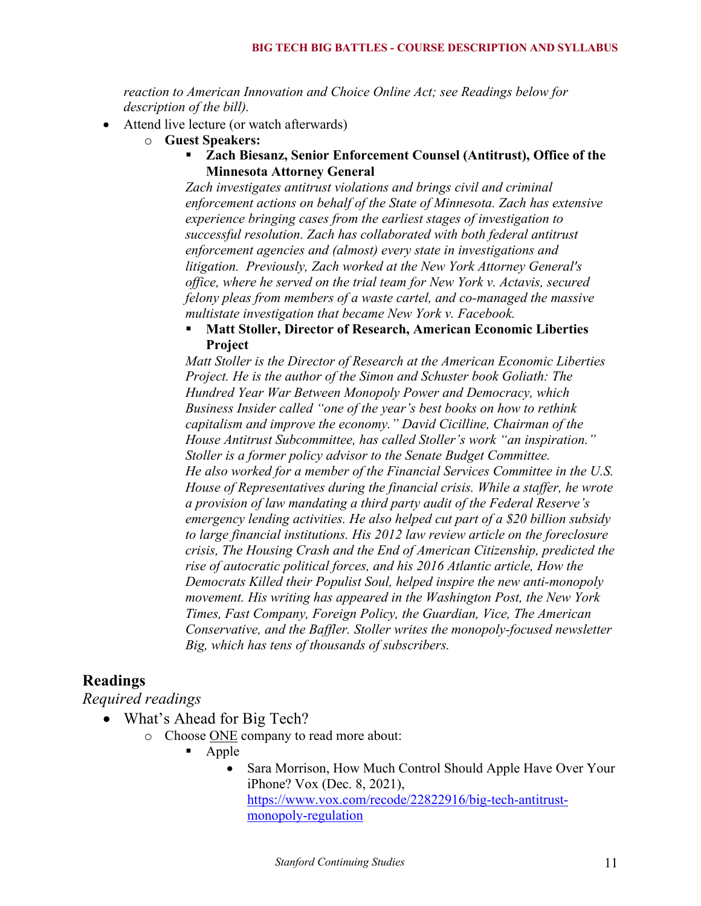*reaction to American Innovation and Choice Online Act; see Readings below for description of the bill).*

- Attend live lecture (or watch afterwards)
    - **Guest Speakers:**
        - **Zach Biesanz, Senior Enforcement Counsel (Antitrust), Office of the Minnesota Attorney General**
          *Zach investigates antitrust violations and brings civil and criminal enforcement actions on behalf of the State of Minnesota. Zach has extensive experience bringing cases from the earliest stages of investigation to successful resolution. Zach has collaborated with both federal antitrust enforcement agencies and (almost) every state in investigations and litigation. Previously, Zach worked at the New York Attorney General's office, where he served on the trial team for New York v. Actavis, secured felony pleas from members of a waste cartel, and co-managed the massive multistate investigation that became New York v. Facebook.*
        - **Matt Stoller, Director of Research, American Economic Liberties Project**
          *Matt Stoller is the Director of Research at the American Economic Liberties Project. He is the author of the Simon and Schuster book Goliath: The Hundred Year War Between Monopoly Power and Democracy, which Business Insider called "one of the year's best books on how to rethink capitalism and improve the economy." David Cicilline, Chairman of the House Antitrust Subcommittee, has called Stoller's work "an inspiration." Stoller is a former policy advisor to the Senate Budget Committee. He also worked for a member of the Financial Services Committee in the U.S. House of Representatives during the financial crisis. While a staffer, he wrote a provision of law mandating a third party audit of the Federal Reserve's emergency lending activities. He also helped cut part of a $20 billion subsidy to large financial institutions. His 2012 law review article on the foreclosure crisis, The Housing Crash and the End of American Citizenship, predicted the rise of autocratic political forces, and his 2016 Atlantic article, How the Democrats Killed their Populist Soul, helped inspire the new anti-monopoly movement. His writing has appeared in the Washington Post, the New York Times, Fast Company, Foreign Policy, the Guardian, Vice, The American Conservative, and the Baffler. Stoller writes the monopoly-focused newsletter Big, which has tens of thousands of subscribers.*

## Readings

*Required readings*

- What's Ahead for Big Tech?
    - Choose <u>ONE</u> company to read more about:
        - Apple
            - Sara Morrison, How Much Control Should Apple Have Over Your iPhone? Vox (Dec. 8, 2021), [https://www.vox.com/recode/22822916/big-tech-antitrust-monopoly-regulation](https://www.vox.com/recode/22822916/big-tech-antitrust-monopoly-regulation)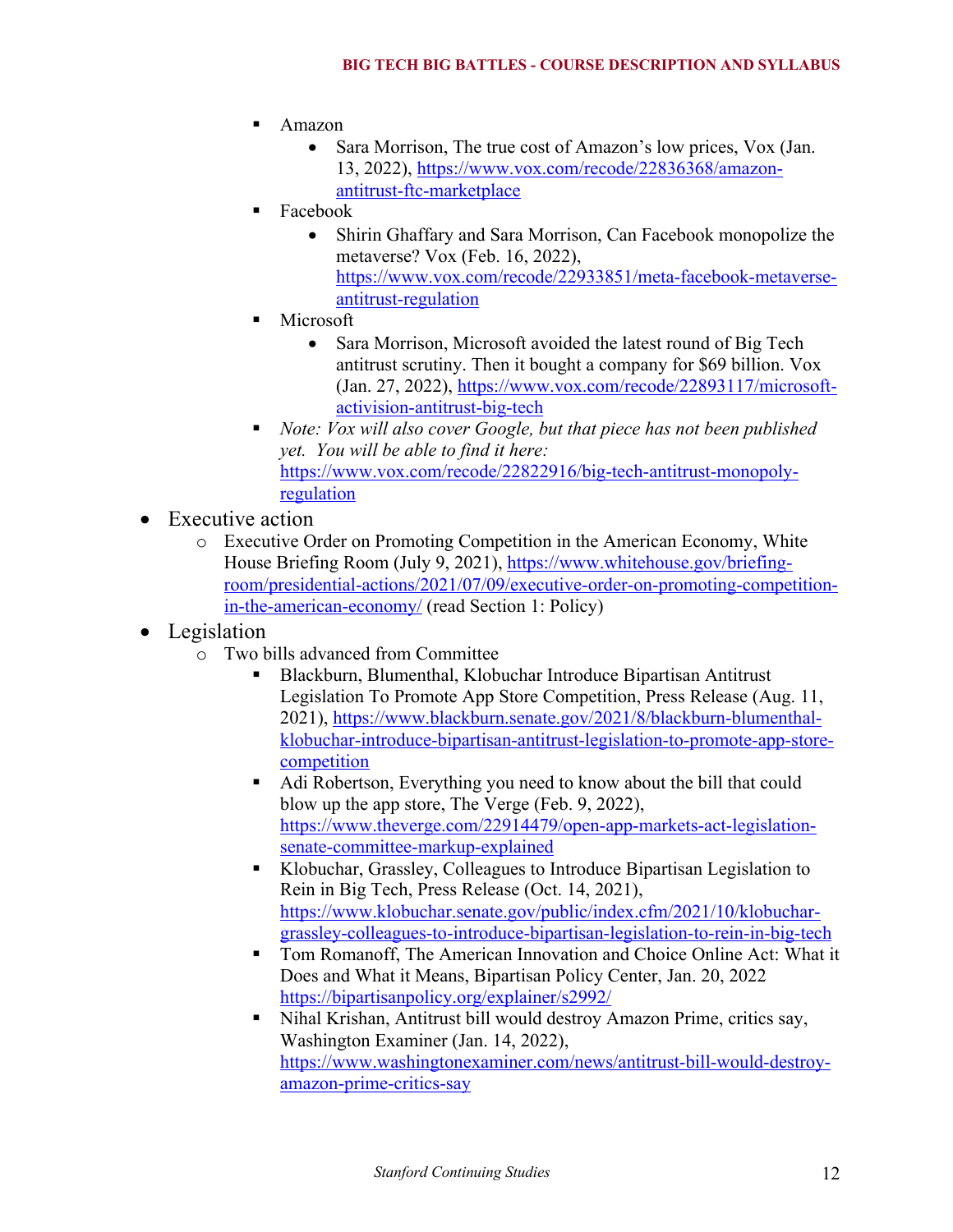- Amazon
  - Sara Morrison, The true cost of Amazon's low prices, Vox (Jan. 13, 2022), https://www.vox.com/recode/22836368/amazon-antitrust-ftc-marketplace
- Facebook
  - Shirin Ghaffary and Sara Morrison, Can Facebook monopolize the metaverse? Vox (Feb. 16, 2022), https://www.vox.com/recode/22933851/meta-facebook-metaverse-antitrust-regulation
- Microsoft
  - Sara Morrison, Microsoft avoided the latest round of Big Tech antitrust scrutiny. Then it bought a company for $69 billion. Vox (Jan. 27, 2022), https://www.vox.com/recode/22893117/microsoft-activision-antitrust-big-tech
- *Note: Vox will also cover Google, but that piece has not been published yet. You will be able to find it here:* https://www.vox.com/recode/22822916/big-tech-antitrust-monopoly-regulation

- Executive action
  - Executive Order on Promoting Competition in the American Economy, White House Briefing Room (July 9, 2021), https://www.whitehouse.gov/briefing-room/presidential-actions/2021/07/09/executive-order-on-promoting-competition-in-the-american-economy/ (read Section 1: Policy)
- Legislation
  - Two bills advanced from Committee
    - Blackburn, Blumenthal, Klobuchar Introduce Bipartisan Antitrust Legislation To Promote App Store Competition, Press Release (Aug. 11, 2021), https://www.blackburn.senate.gov/2021/8/blackburn-blumenthal-klobuchar-introduce-bipartisan-antitrust-legislation-to-promote-app-store-competition
    - Adi Robertson, Everything you need to know about the bill that could blow up the app store, The Verge (Feb. 9, 2022), https://www.theverge.com/22914479/open-app-markets-act-legislation-senate-committee-markup-explained
    - Klobuchar, Grassley, Colleagues to Introduce Bipartisan Legislation to Rein in Big Tech, Press Release (Oct. 14, 2021), https://www.klobuchar.senate.gov/public/index.cfm/2021/10/klobuchar-grassley-colleagues-to-introduce-bipartisan-legislation-to-rein-in-big-tech
    - Tom Romanoff, The American Innovation and Choice Online Act: What it Does and What it Means, Bipartisan Policy Center, Jan. 20, 2022 https://bipartisanpolicy.org/explainer/s2992/
    - Nihal Krishan, Antitrust bill would destroy Amazon Prime, critics say, Washington Examiner (Jan. 14, 2022), https://www.washingtonexaminer.com/news/antitrust-bill-would-destroy-amazon-prime-critics-say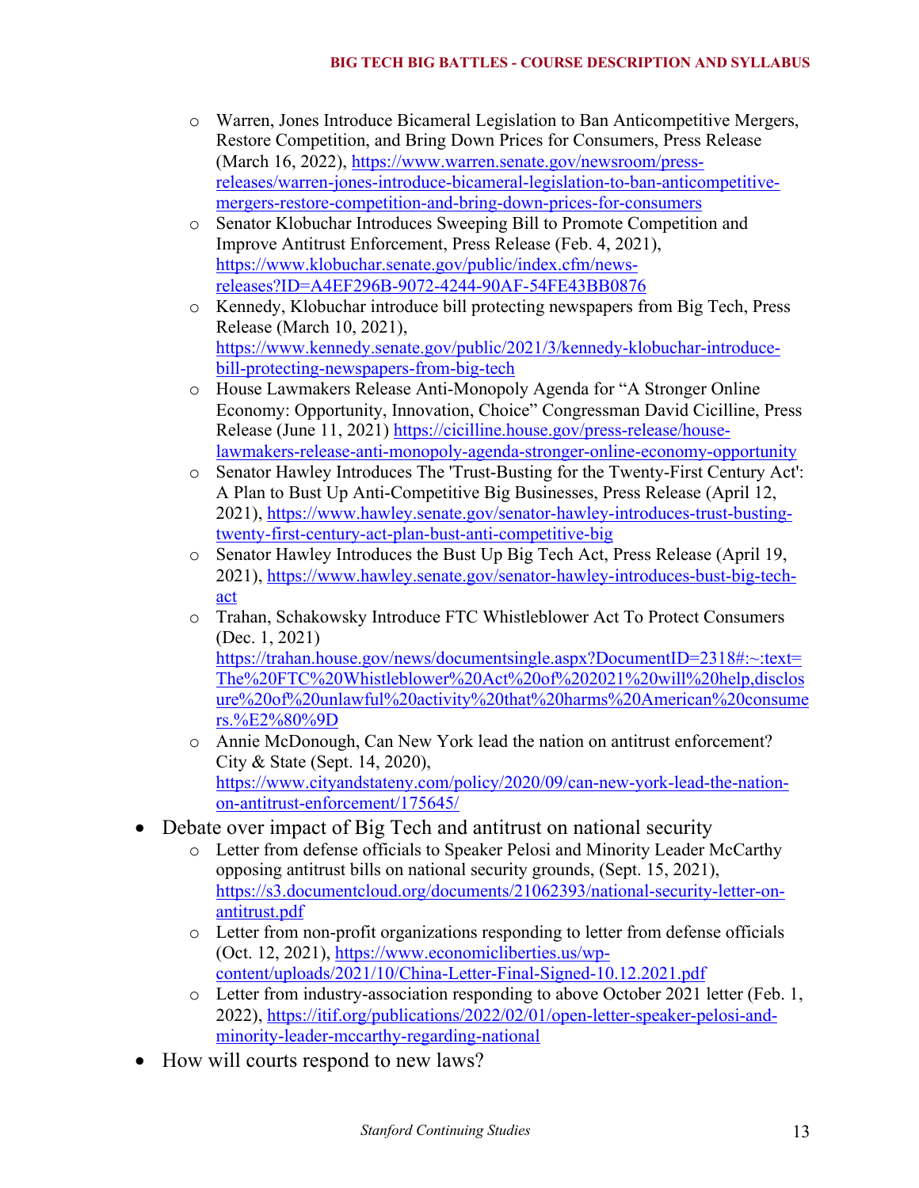- Warren, Jones Introduce Bicameral Legislation to Ban Anticompetitive Mergers, Restore Competition, and Bring Down Prices for Consumers, Press Release (March 16, 2022), https://www.warren.senate.gov/newsroom/press-releases/warren-jones-introduce-bicameral-legislation-to-ban-anticompetitive-mergers-restore-competition-and-bring-down-prices-for-consumers
    - Senator Klobuchar Introduces Sweeping Bill to Promote Competition and Improve Antitrust Enforcement, Press Release (Feb. 4, 2021), https://www.klobuchar.senate.gov/public/index.cfm/news-releases?ID=A4EF296B-9072-4244-90AF-54FE43BB0876
    - Kennedy, Klobuchar introduce bill protecting newspapers from Big Tech, Press Release (March 10, 2021), https://www.kennedy.senate.gov/public/2021/3/kennedy-klobuchar-introduce-bill-protecting-newspapers-from-big-tech
    - House Lawmakers Release Anti-Monopoly Agenda for "A Stronger Online Economy: Opportunity, Innovation, Choice" Congressman David Cicilline, Press Release (June 11, 2021) https://cicilline.house.gov/press-release/house-lawmakers-release-anti-monopoly-agenda-stronger-online-economy-opportunity
    - Senator Hawley Introduces The 'Trust-Busting for the Twenty-First Century Act': A Plan to Bust Up Anti-Competitive Big Businesses, Press Release (April 12, 2021), https://www.hawley.senate.gov/senator-hawley-introduces-trust-busting-twenty-first-century-act-plan-bust-anti-competitive-big
    - Senator Hawley Introduces the Bust Up Big Tech Act, Press Release (April 19, 2021), https://www.hawley.senate.gov/senator-hawley-introduces-bust-big-tech-act
    - Trahan, Schakowsky Introduce FTC Whistleblower Act To Protect Consumers (Dec. 1, 2021) https://trahan.house.gov/news/documentsingle.aspx?DocumentID=2318#:~:text=The%20FTC%20Whistleblower%20Act%20of%202021%20will%20help,disclosure%20of%20unlawful%20activity%20that%20harms%20American%20consumers.%E2%80%9D
    - Annie McDonough, Can New York lead the nation on antitrust enforcement? City & State (Sept. 14, 2020), https://www.cityandstateny.com/policy/2020/09/can-new-york-lead-the-nation-on-antitrust-enforcement/175645/
- Debate over impact of Big Tech and antitrust on national security
    - Letter from defense officials to Speaker Pelosi and Minority Leader McCarthy opposing antitrust bills on national security grounds, (Sept. 15, 2021), https://s3.documentcloud.org/documents/21062393/national-security-letter-on-antitrust.pdf
    - Letter from non-profit organizations responding to letter from defense officials (Oct. 12, 2021), https://www.economicliberties.us/wp-content/uploads/2021/10/China-Letter-Final-Signed-10.12.2021.pdf
    - Letter from industry-association responding to above October 2021 letter (Feb. 1, 2022), https://itif.org/publications/2022/02/01/open-letter-speaker-pelosi-and-minority-leader-mccarthy-regarding-national
- How will courts respond to new laws?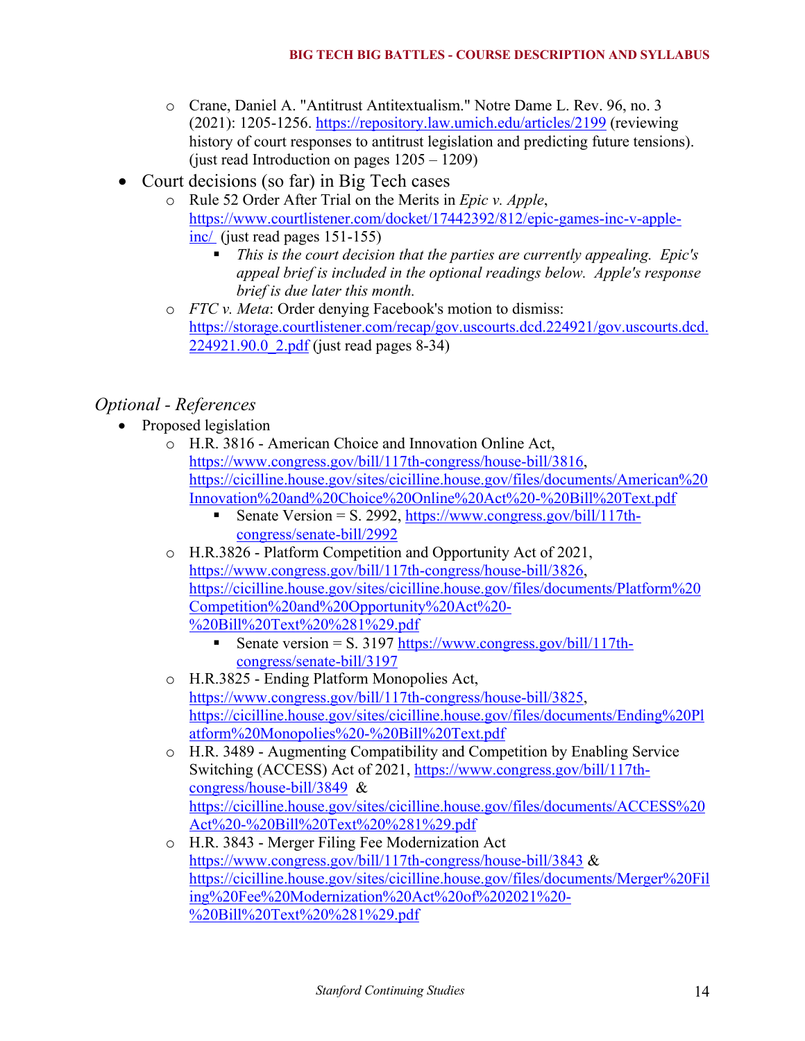- Crane, Daniel A. "Antitrust Antitextualism." Notre Dame L. Rev. 96, no. 3 (2021): 1205-1256. https://repository.law.umich.edu/articles/2199 (reviewing history of court responses to antitrust legislation and predicting future tensions). (just read Introduction on pages 1205 – 1209)

- Court decisions (so far) in Big Tech cases
  - Rule 52 Order After Trial on the Merits in *Epic v. Apple*, https://www.courtlistener.com/docket/17442392/812/epic-games-inc-v-apple-inc/ (just read pages 151-155)
    - *This is the court decision that the parties are currently appealing. Epic's appeal brief is included in the optional readings below. Apple's response brief is due later this month.*
  - *FTC v. Meta*: Order denying Facebook's motion to dismiss: https://storage.courtlistener.com/recap/gov.uscourts.dcd.224921/gov.uscourts.dcd.224921.90.0_2.pdf (just read pages 8-34)

## *Optional - References*

- Proposed legislation
  - H.R. 3816 - American Choice and Innovation Online Act, https://www.congress.gov/bill/117th-congress/house-bill/3816, https://cicilline.house.gov/sites/cicilline.house.gov/files/documents/American%20Innovation%20and%20Choice%20Online%20Act%20-%20Bill%20Text.pdf
    - Senate Version = S. 2992, https://www.congress.gov/bill/117th-congress/senate-bill/2992
  - H.R.3826 - Platform Competition and Opportunity Act of 2021, https://www.congress.gov/bill/117th-congress/house-bill/3826, https://cicilline.house.gov/sites/cicilline.house.gov/files/documents/Platform%20Competition%20and%20Opportunity%20Act%20-%20Bill%20Text%20%281%29.pdf
    - Senate version = S. 3197 https://www.congress.gov/bill/117th-congress/senate-bill/3197
  - H.R.3825 - Ending Platform Monopolies Act, https://www.congress.gov/bill/117th-congress/house-bill/3825, https://cicilline.house.gov/sites/cicilline.house.gov/files/documents/Ending%20Platform%20Monopolies%20-%20Bill%20Text.pdf
  - H.R. 3489 - Augmenting Compatibility and Competition by Enabling Service Switching (ACCESS) Act of 2021, https://www.congress.gov/bill/117th-congress/house-bill/3849 & https://cicilline.house.gov/sites/cicilline.house.gov/files/documents/ACCESS%20Act%20-%20Bill%20Text%20%281%29.pdf
  - H.R. 3843 - Merger Filing Fee Modernization Act https://www.congress.gov/bill/117th-congress/house-bill/3843 & https://cicilline.house.gov/sites/cicilline.house.gov/files/documents/Merger%20Filing%20Fee%20Modernization%20Act%20of%202021%20-%20Bill%20Text%20%281%29.pdf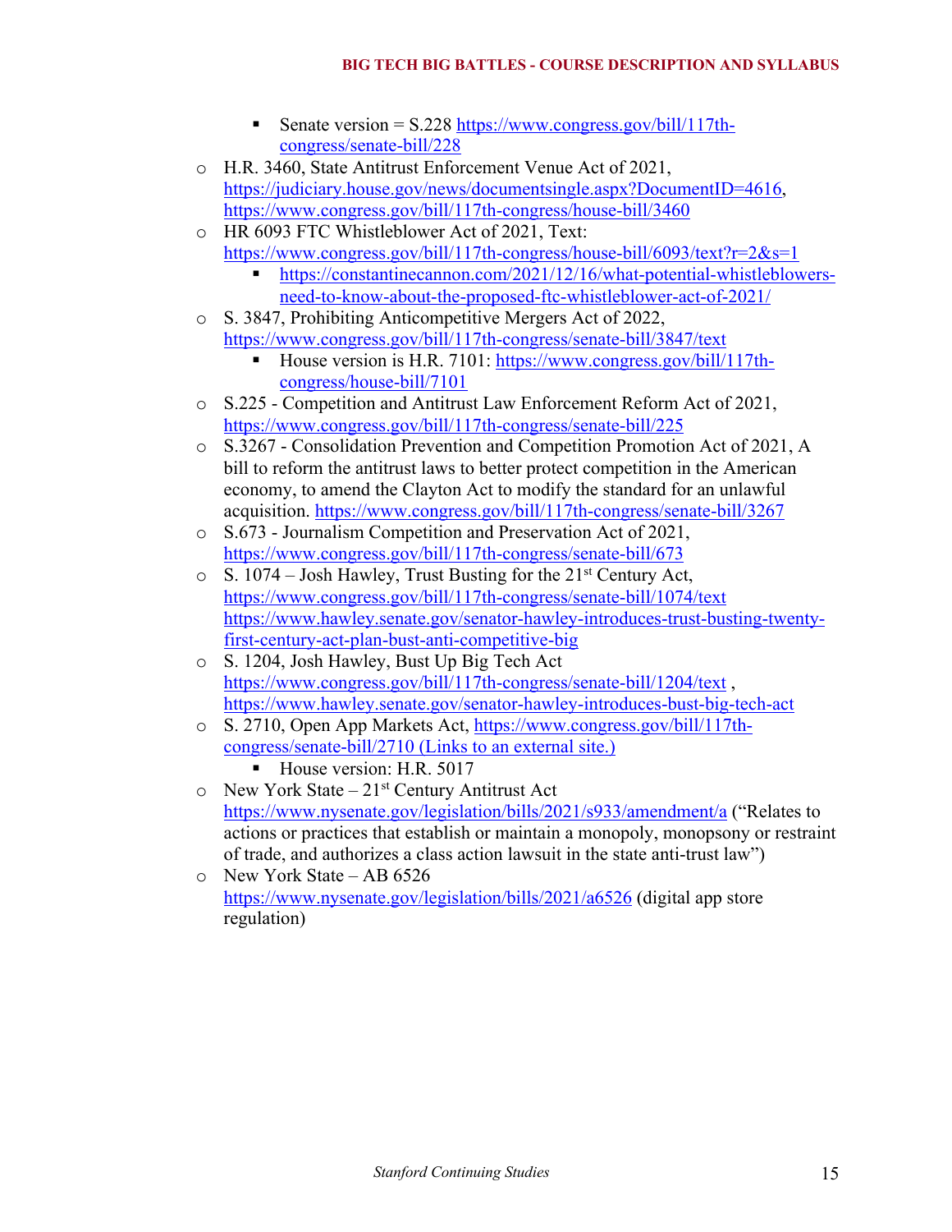- Senate version = S.228 https://www.congress.gov/bill/117th-congress/senate-bill/228
- H.R. 3460, State Antitrust Enforcement Venue Act of 2021, https://judiciary.house.gov/news/documentsingle.aspx?DocumentID=4616, https://www.congress.gov/bill/117th-congress/house-bill/3460
- HR 6093 FTC Whistleblower Act of 2021, Text: https://www.congress.gov/bill/117th-congress/house-bill/6093/text?r=2&s=1
    - https://constantinecannon.com/2021/12/16/what-potential-whistleblowers-need-to-know-about-the-proposed-ftc-whistleblower-act-of-2021/
- S. 3847, Prohibiting Anticompetitive Mergers Act of 2022, https://www.congress.gov/bill/117th-congress/senate-bill/3847/text
    - House version is H.R. 7101: https://www.congress.gov/bill/117th-congress/house-bill/7101
- S.225 - Competition and Antitrust Law Enforcement Reform Act of 2021, https://www.congress.gov/bill/117th-congress/senate-bill/225
- S.3267 - Consolidation Prevention and Competition Promotion Act of 2021, A bill to reform the antitrust laws to better protect competition in the American economy, to amend the Clayton Act to modify the standard for an unlawful acquisition. https://www.congress.gov/bill/117th-congress/senate-bill/3267
- S.673 - Journalism Competition and Preservation Act of 2021, https://www.congress.gov/bill/117th-congress/senate-bill/673
- S. 1074 – Josh Hawley, Trust Busting for the 21st Century Act, https://www.congress.gov/bill/117th-congress/senate-bill/1074/text https://www.hawley.senate.gov/senator-hawley-introduces-trust-busting-twenty-first-century-act-plan-bust-anti-competitive-big
- S. 1204, Josh Hawley, Bust Up Big Tech Act https://www.congress.gov/bill/117th-congress/senate-bill/1204/text , https://www.hawley.senate.gov/senator-hawley-introduces-bust-big-tech-act
- S. 2710, Open App Markets Act, https://www.congress.gov/bill/117th-congress/senate-bill/2710 (Links to an external site.)
    - House version: H.R. 5017
- New York State – 21st Century Antitrust Act https://www.nysenate.gov/legislation/bills/2021/s933/amendment/a ("Relates to actions or practices that establish or maintain a monopoly, monopsony or restraint of trade, and authorizes a class action lawsuit in the state anti-trust law")
- New York State – AB 6526 https://www.nysenate.gov/legislation/bills/2021/a6526 (digital app store regulation)